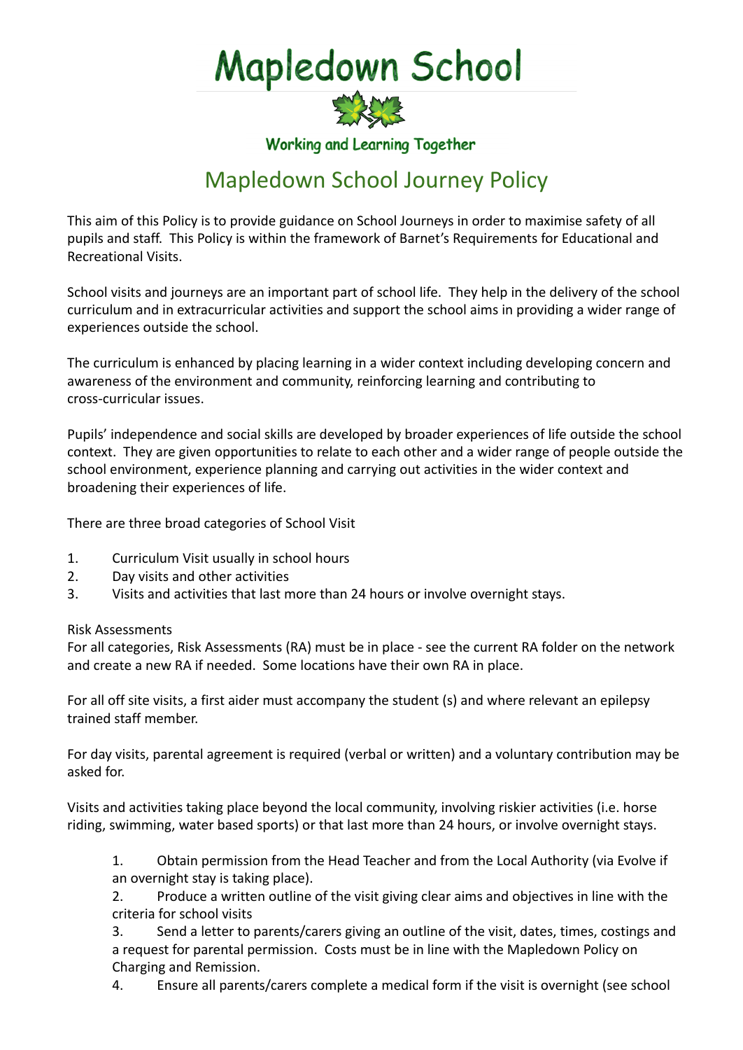# Mapledown School

Working and Learning Together

## Mapledown School Journey Policy

This aim of this Policy is to provide guidance on School Journeys in order to maximise safety of all pupils and staff. This Policy is within the framework of Barnet's Requirements for Educational and Recreational Visits.

School visits and journeys are an important part of school life. They help in the delivery of the school curriculum and in extracurricular activities and support the school aims in providing a wider range of experiences outside the school.

The curriculum is enhanced by placing learning in a wider context including developing concern and awareness of the environment and community, reinforcing learning and contributing to cross-curricular issues.

Pupils' independence and social skills are developed by broader experiences of life outside the school context. They are given opportunities to relate to each other and a wider range of people outside the school environment, experience planning and carrying out activities in the wider context and broadening their experiences of life.

There are three broad categories of School Visit

1. Curriculum Visit usually in school hours
2. Day visits and other activities
3. Visits and activities that last more than 24 hours or involve overnight stays.

Risk Assessments
For all categories, Risk Assessments (RA) must be in place - see the current RA folder on the network and create a new RA if needed. Some locations have their own RA in place.

For all off site visits, a first aider must accompany the student (s) and where relevant an epilepsy trained staff member.

For day visits, parental agreement is required (verbal or written) and a voluntary contribution may be asked for.

Visits and activities taking place beyond the local community, involving riskier activities (i.e. horse riding, swimming, water based sports) or that last more than 24 hours, or involve overnight stays.

1. Obtain permission from the Head Teacher and from the Local Authority (via Evolve if an overnight stay is taking place).
2. Produce a written outline of the visit giving clear aims and objectives in line with the criteria for school visits
3. Send a letter to parents/carers giving an outline of the visit, dates, times, costings and a request for parental permission. Costs must be in line with the Mapledown Policy on Charging and Remission.
4. Ensure all parents/carers complete a medical form if the visit is overnight (see school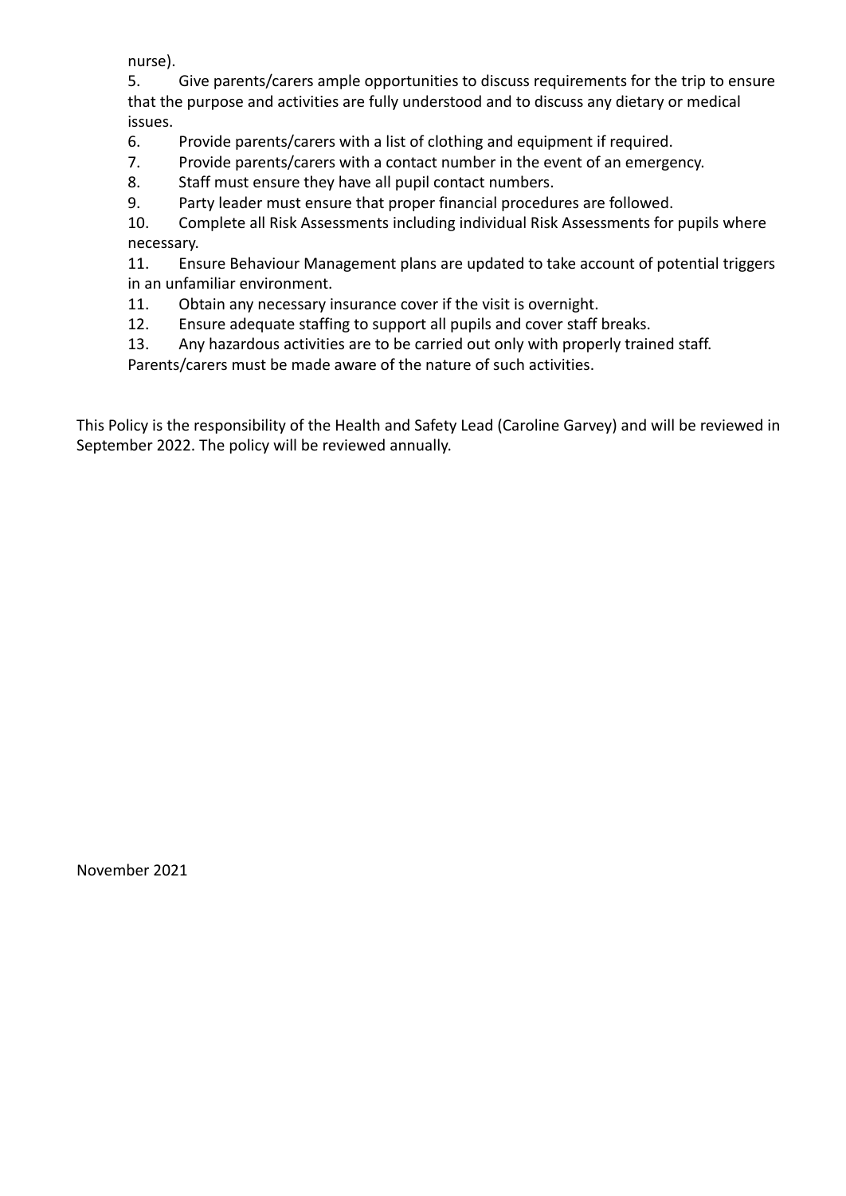nurse).

5. Give parents/carers ample opportunities to discuss requirements for the trip to ensure that the purpose and activities are fully understood and to discuss any dietary or medical issues.
6. Provide parents/carers with a list of clothing and equipment if required.
7. Provide parents/carers with a contact number in the event of an emergency.
8. Staff must ensure they have all pupil contact numbers.
9. Party leader must ensure that proper financial procedures are followed.
10. Complete all Risk Assessments including individual Risk Assessments for pupils where necessary.
11. Ensure Behaviour Management plans are updated to take account of potential triggers in an unfamiliar environment.
11. Obtain any necessary insurance cover if the visit is overnight.
12. Ensure adequate staffing to support all pupils and cover staff breaks.
13. Any hazardous activities are to be carried out only with properly trained staff. Parents/carers must be made aware of the nature of such activities.

This Policy is the responsibility of the Health and Safety Lead (Caroline Garvey) and will be reviewed in September 2022. The policy will be reviewed annually.

November 2021